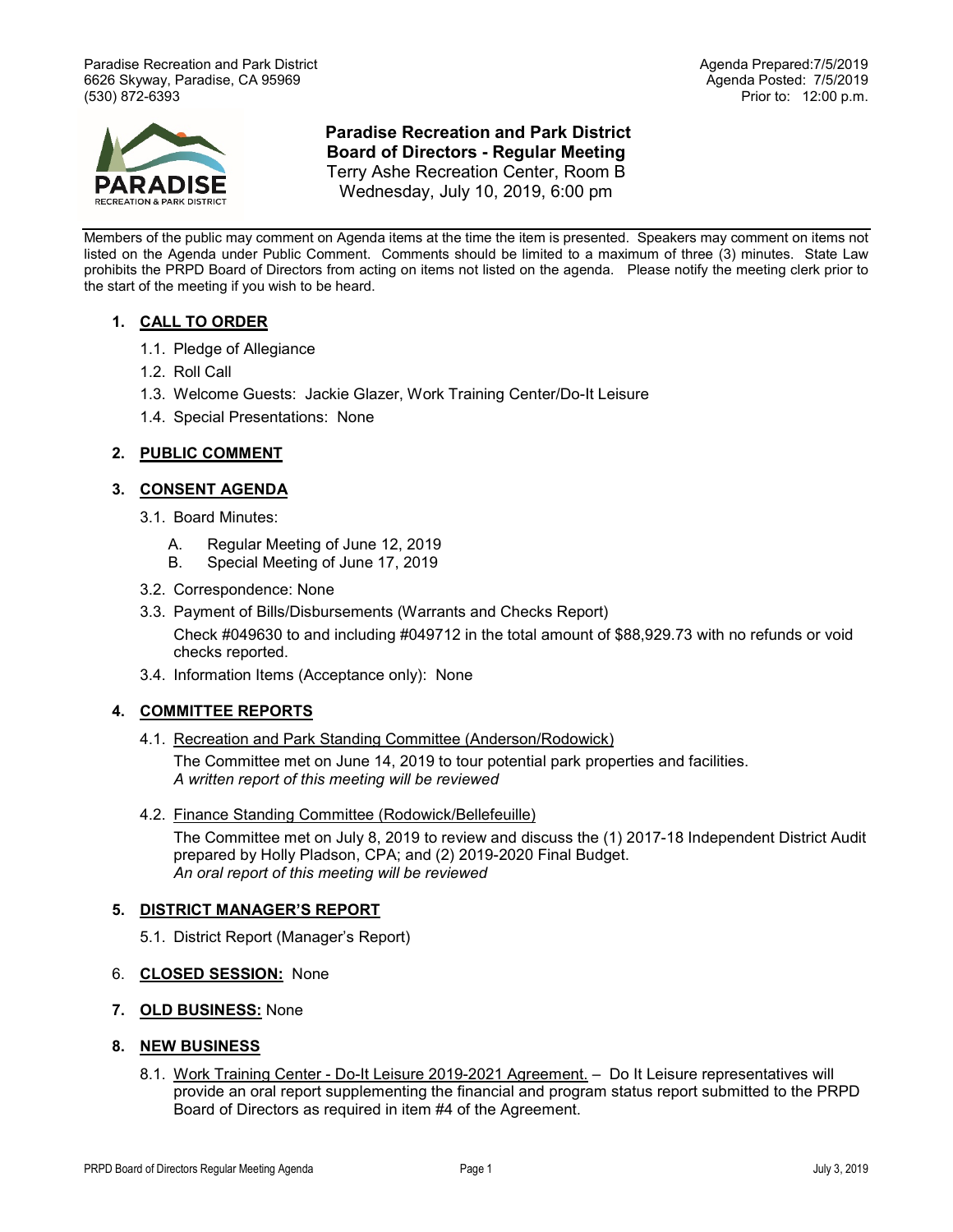Paradise Recreation and Park District
6626 Skyway, Paradise, CA 95969
(530) 872-6393

Agenda Prepared:7/5/2019
Agenda Posted: 7/5/2019
Prior to: 12:00 p.m.

**Paradise Recreation and Park District**
**Board of Directors - Regular Meeting**
Terry Ashe Recreation Center, Room B
Wednesday, July 10, 2019, 6:00 pm

Members of the public may comment on Agenda items at the time the item is presented. Speakers may comment on items not listed on the Agenda under Public Comment. Comments should be limited to a maximum of three (3) minutes. State Law prohibits the PRPD Board of Directors from acting on items not listed on the agenda. Please notify the meeting clerk prior to the start of the meeting if you wish to be heard.

1. **CALL TO ORDER**
   1.1. Pledge of Allegiance
   1.2. Roll Call
   1.3. Welcome Guests: Jackie Glazer, Work Training Center/Do-It Leisure
   1.4. Special Presentations: None

2. **PUBLIC COMMENT**

3. **CONSENT AGENDA**
   3.1. Board Minutes:
      A. Regular Meeting of June 12, 2019
      B. Special Meeting of June 17, 2019
   3.2. Correspondence: None
   3.3. Payment of Bills/Disbursements (Warrants and Checks Report)
   Check #049630 to and including #049712 in the total amount of $88,929.73 with no refunds or void checks reported.
   3.4. Information Items (Acceptance only): None

4. **COMMITTEE REPORTS**
   4.1. Recreation and Park Standing Committee (Anderson/Rodowick)
   The Committee met on June 14, 2019 to tour potential park properties and facilities.
   *A written report of this meeting will be reviewed*
   4.2. Finance Standing Committee (Rodowick/Bellefeuille)
   The Committee met on July 8, 2019 to review and discuss the (1) 2017-18 Independent District Audit prepared by Holly Pladson, CPA; and (2) 2019-2020 Final Budget.
   *An oral report of this meeting will be reviewed*

5. **DISTRICT MANAGER'S REPORT**
   5.1. District Report (Manager's Report)

6. **CLOSED SESSION:** None

7. **OLD BUSINESS:** None

8. **NEW BUSINESS**
   8.1. Work Training Center - Do-It Leisure 2019-2021 Agreement. – Do It Leisure representatives will provide an oral report supplementing the financial and program status report submitted to the PRPD Board of Directors as required in item #4 of the Agreement.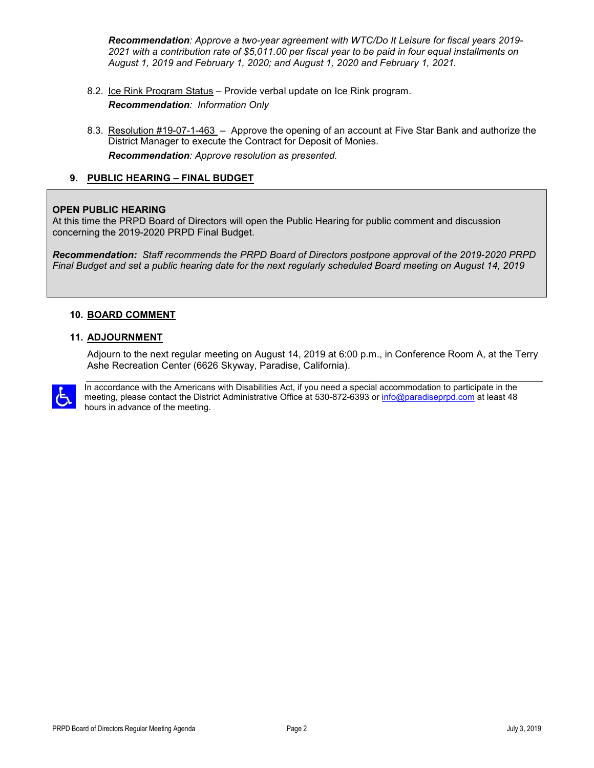***Recommendation**: Approve a two-year agreement with WTC/Do It Leisure for fiscal years 2019-2021 with a contribution rate of $5,011.00 per fiscal year to be paid in four equal installments on August 1, 2019 and February 1, 2020; and August 1, 2020 and February 1, 2021.*

8.2. Ice Rink Program Status – Provide verbal update on Ice Rink program.
***Recommendation**: Information Only*

8.3. Resolution #19-07-1-463 – Approve the opening of an account at Five Star Bank and authorize the District Manager to execute the Contract for Deposit of Monies.
***Recommendation**: Approve resolution as presented.*

## 9. PUBLIC HEARING – FINAL BUDGET

**OPEN PUBLIC HEARING**
At this time the PRPD Board of Directors will open the Public Hearing for public comment and discussion concerning the 2019-2020 PRPD Final Budget.

***Recommendation:** Staff recommends the PRPD Board of Directors postpone approval of the 2019-2020 PRPD Final Budget and set a public hearing date for the next regularly scheduled Board meeting on August 14, 2019*

## 10. BOARD COMMENT

## 11. ADJOURNMENT

Adjourn to the next regular meeting on August 14, 2019 at 6:00 p.m., in Conference Room A, at the Terry Ashe Recreation Center (6626 Skyway, Paradise, California).

In accordance with the Americans with Disabilities Act, if you need a special accommodation to participate in the meeting, please contact the District Administrative Office at 530-872-6393 or info@paradiseprpd.com at least 48 hours in advance of the meeting.